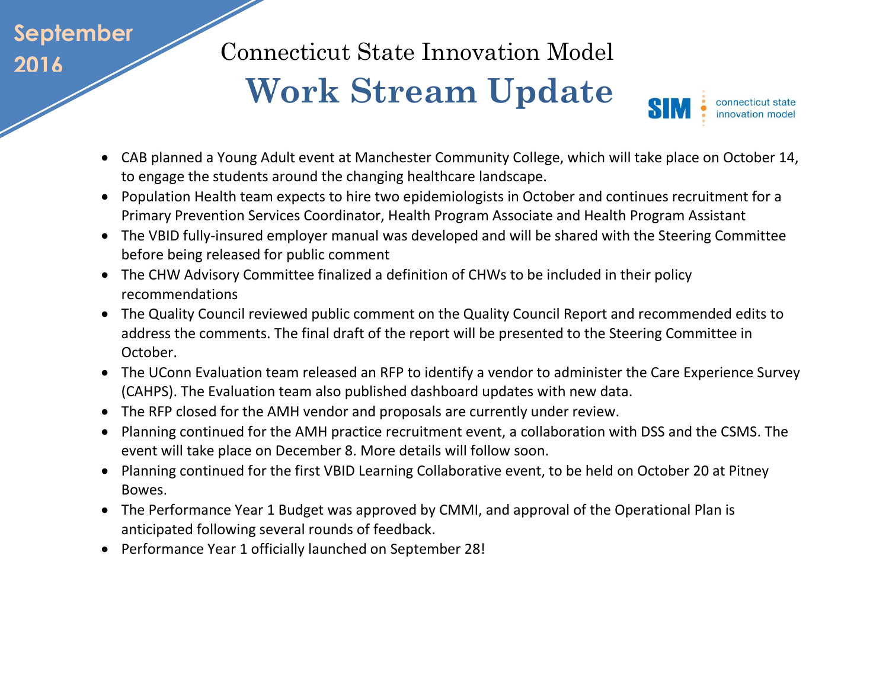September 2016

# Connecticut State Innovation Model

# Work Stream Update

SIM connecticut state innovation model

- CAB planned a Young Adult event at Manchester Community College, which will take place on October 14, to engage the students around the changing healthcare landscape.
- Population Health team expects to hire two epidemiologists in October and continues recruitment for a Primary Prevention Services Coordinator, Health Program Associate and Health Program Assistant
- The VBID fully-insured employer manual was developed and will be shared with the Steering Committee before being released for public comment
- The CHW Advisory Committee finalized a definition of CHWs to be included in their policy recommendations
- The Quality Council reviewed public comment on the Quality Council Report and recommended edits to address the comments. The final draft of the report will be presented to the Steering Committee in October.
- The UConn Evaluation team released an RFP to identify a vendor to administer the Care Experience Survey (CAHPS). The Evaluation team also published dashboard updates with new data.
- The RFP closed for the AMH vendor and proposals are currently under review.
- Planning continued for the AMH practice recruitment event, a collaboration with DSS and the CSMS. The event will take place on December 8. More details will follow soon.
- Planning continued for the first VBID Learning Collaborative event, to be held on October 20 at Pitney Bowes.
- The Performance Year 1 Budget was approved by CMMI, and approval of the Operational Plan is anticipated following several rounds of feedback.
- Performance Year 1 officially launched on September 28!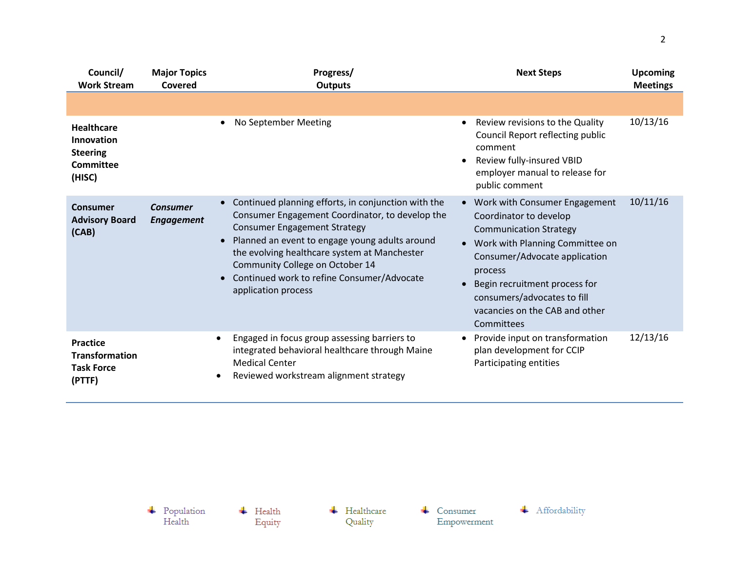| Council/ Work Stream | Major Topics Covered | Progress/ Outputs | Next Steps | Upcoming Meetings |
|---|---|---|---|---|
| | | | | |
| **Healthcare Innovation Steering Committee (HISC)** | | • No September Meeting | • Review revisions to the Quality Council Report reflecting public comment<br>• Review fully-insured VBID employer manual to release for public comment | 10/13/16 |
| **Consumer Advisory Board (CAB)** | ***Consumer Engagement*** | • Continued planning efforts, in conjunction with the Consumer Engagement Coordinator, to develop the Consumer Engagement Strategy<br>• Planned an event to engage young adults around the evolving healthcare system at Manchester Community College on October 14<br>• Continued work to refine Consumer/Advocate application process | • Work with Consumer Engagement Coordinator to develop Communication Strategy<br>• Work with Planning Committee on Consumer/Advocate application process<br>• Begin recruitment process for consumers/advocates to fill vacancies on the CAB and other Committees | 10/11/16 |
| **Practice Transformation Task Force (PTTF)** | | • Engaged in focus group assessing barriers to integrated behavioral healthcare through Maine Medical Center<br>• Reviewed workstream alignment strategy | • Provide input on transformation plan development for CCIP Participating entities | 12/13/16 |

Population Health — Health Equity — Healthcare Quality — Consumer Empowerment — Affordability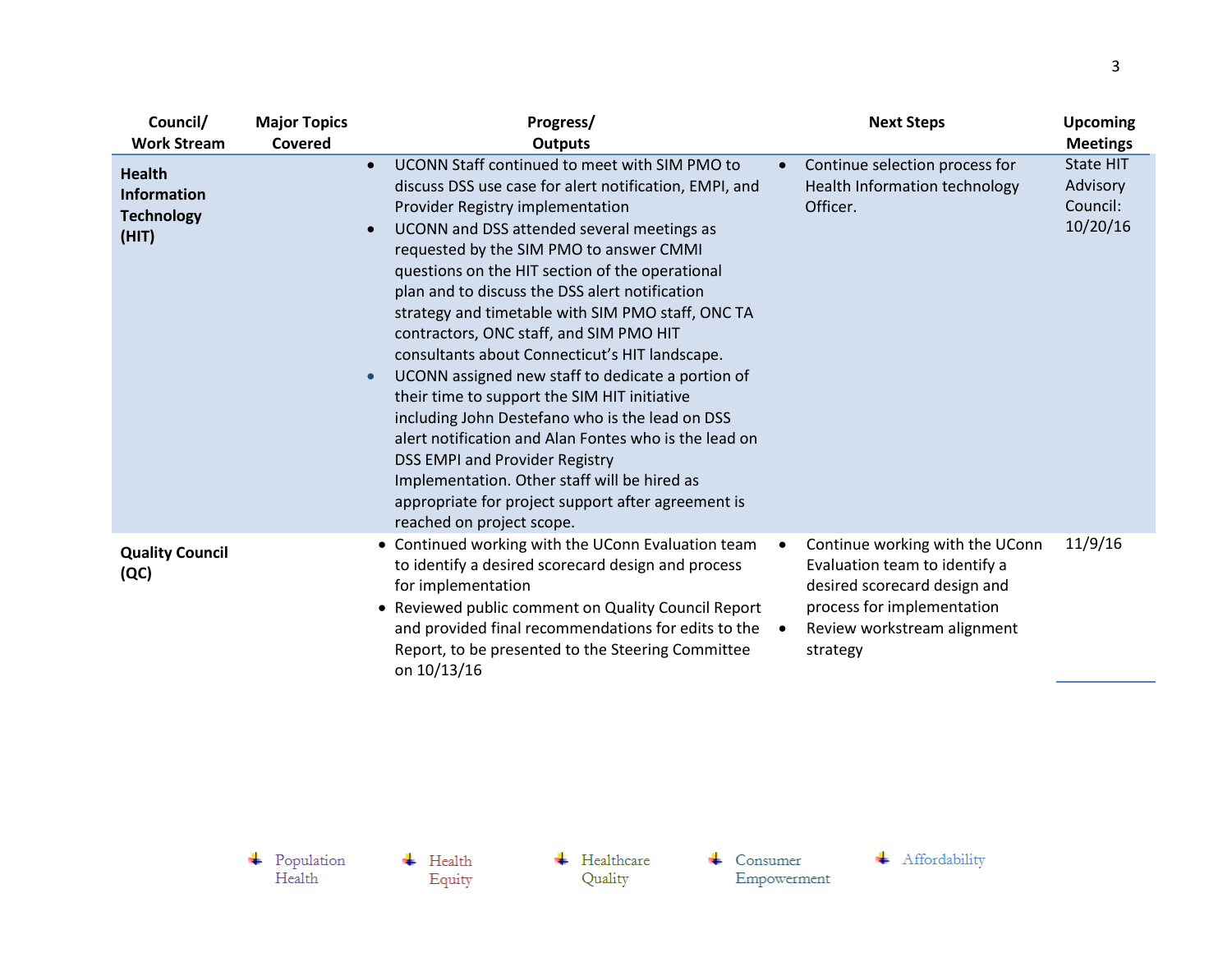| Council/ Work Stream | Major Topics Covered | Progress/ Outputs | Next Steps | Upcoming Meetings |
|---|---|---|---|---|
| **Health Information Technology (HIT)** | | • UCONN Staff continued to meet with SIM PMO to discuss DSS use case for alert notification, EMPI, and Provider Registry implementation<br>• UCONN and DSS attended several meetings as requested by the SIM PMO to answer CMMI questions on the HIT section of the operational plan and to discuss the DSS alert notification strategy and timetable with SIM PMO staff, ONC TA contractors, ONC staff, and SIM PMO HIT consultants about Connecticut's HIT landscape.<br>• UCONN assigned new staff to dedicate a portion of their time to support the SIM HIT initiative including John Destefano who is the lead on DSS alert notification and Alan Fontes who is the lead on DSS EMPI and Provider Registry Implementation. Other staff will be hired as appropriate for project support after agreement is reached on project scope. | • Continue selection process for Health Information technology Officer. | State HIT Advisory Council: 10/20/16 |
| **Quality Council (QC)** | | • Continued working with the UConn Evaluation team to identify a desired scorecard design and process for implementation<br>• Reviewed public comment on Quality Council Report and provided final recommendations for edits to the Report, to be presented to the Steering Committee on 10/13/16 | • Continue working with the UConn Evaluation team to identify a desired scorecard design and process for implementation<br>• Review workstream alignment strategy | 11/9/16 |

Population Health &nbsp;&nbsp; Health Equity &nbsp;&nbsp; Healthcare Quality &nbsp;&nbsp; Consumer Empowerment &nbsp;&nbsp; Affordability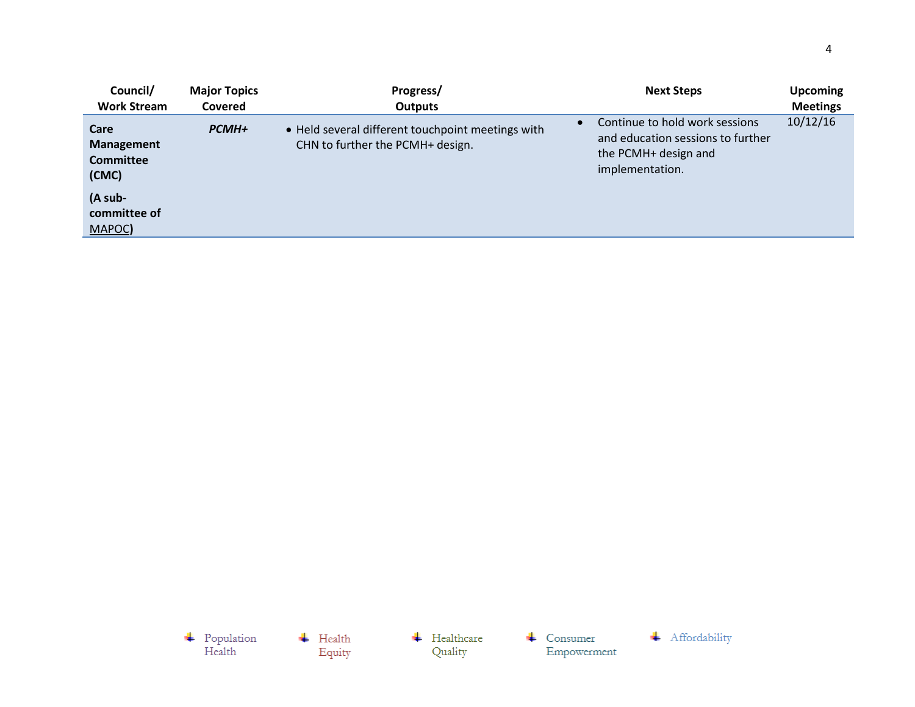| Council/ Work Stream | Major Topics Covered | Progress/ Outputs | Next Steps | Upcoming Meetings |
|---|---|---|---|---|
| **Care Management Committee (CMC)** **(A sub-committee of MAPOC)** | ***PCMH+*** | • Held several different touchpoint meetings with CHN to further the PCMH+ design. | • Continue to hold work sessions and education sessions to further the PCMH+ design and implementation. | 10/12/16 |

Population Health | Health Equity | Healthcare Quality | Consumer Empowerment | Affordability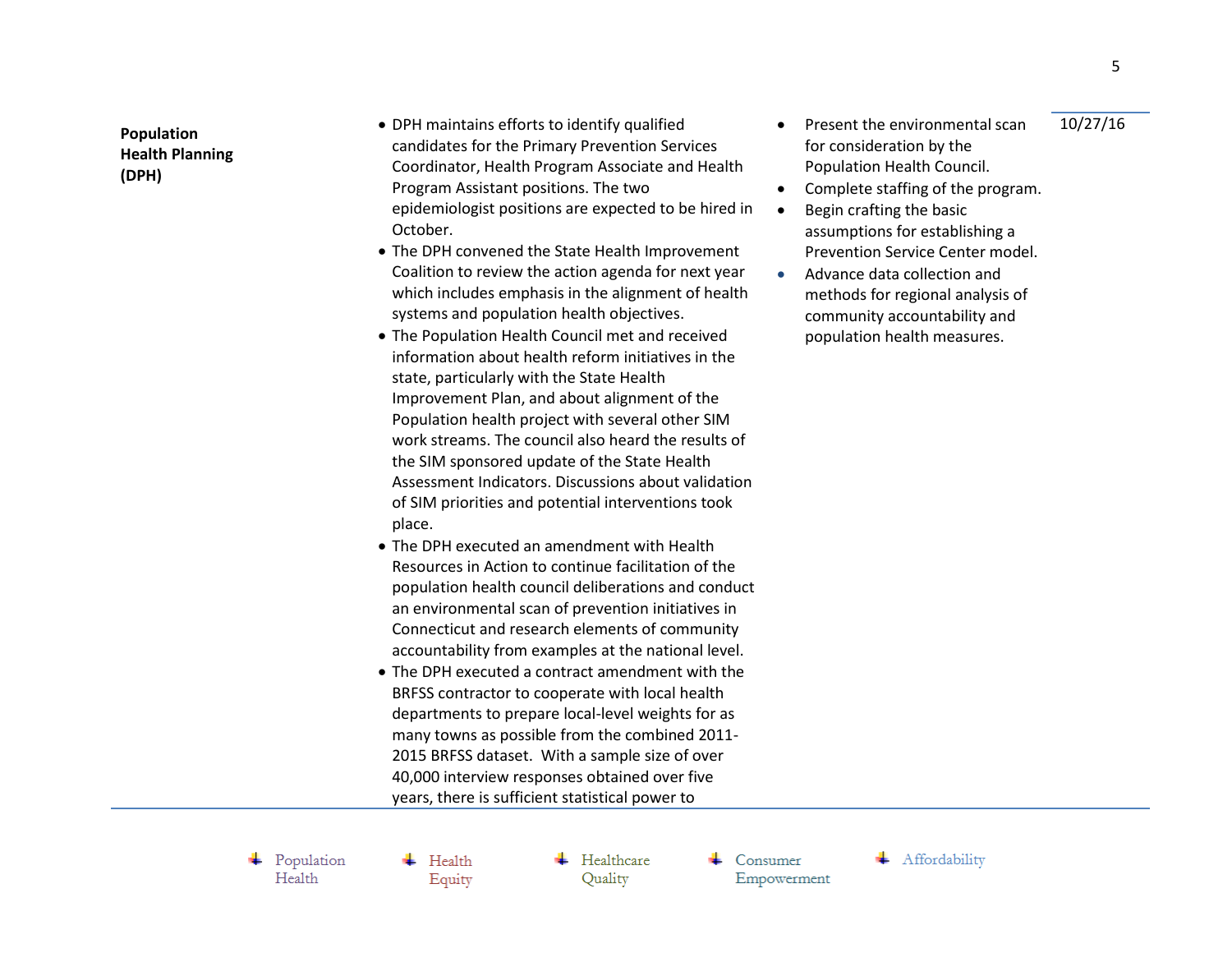| | | | |
|---|---|---|---|
| **Population Health Planning (DPH)** | • DPH maintains efforts to identify qualified candidates for the Primary Prevention Services Coordinator, Health Program Associate and Health Program Assistant positions. The two epidemiologist positions are expected to be hired in October.<br>• The DPH convened the State Health Improvement Coalition to review the action agenda for next year which includes emphasis in the alignment of health systems and population health objectives.<br>• The Population Health Council met and received information about health reform initiatives in the state, particularly with the State Health Improvement Plan, and about alignment of the Population health project with several other SIM work streams. The council also heard the results of the SIM sponsored update of the State Health Assessment Indicators. Discussions about validation of SIM priorities and potential interventions took place.<br>• The DPH executed an amendment with Health Resources in Action to continue facilitation of the population health council deliberations and conduct an environmental scan of prevention initiatives in Connecticut and research elements of community accountability from examples at the national level.<br>• The DPH executed a contract amendment with the BRFSS contractor to cooperate with local health departments to prepare local-level weights for as many towns as possible from the combined 2011-2015 BRFSS dataset. With a sample size of over 40,000 interview responses obtained over five years, there is sufficient statistical power to | • Present the environmental scan for consideration by the Population Health Council.<br>• Complete staffing of the program.<br>• Begin crafting the basic assumptions for establishing a Prevention Service Center model.<br>• Advance data collection and methods for regional analysis of community accountability and population health measures. | 10/27/16 |

Population Health | Health Equity | Healthcare Quality | Consumer Empowerment | Affordability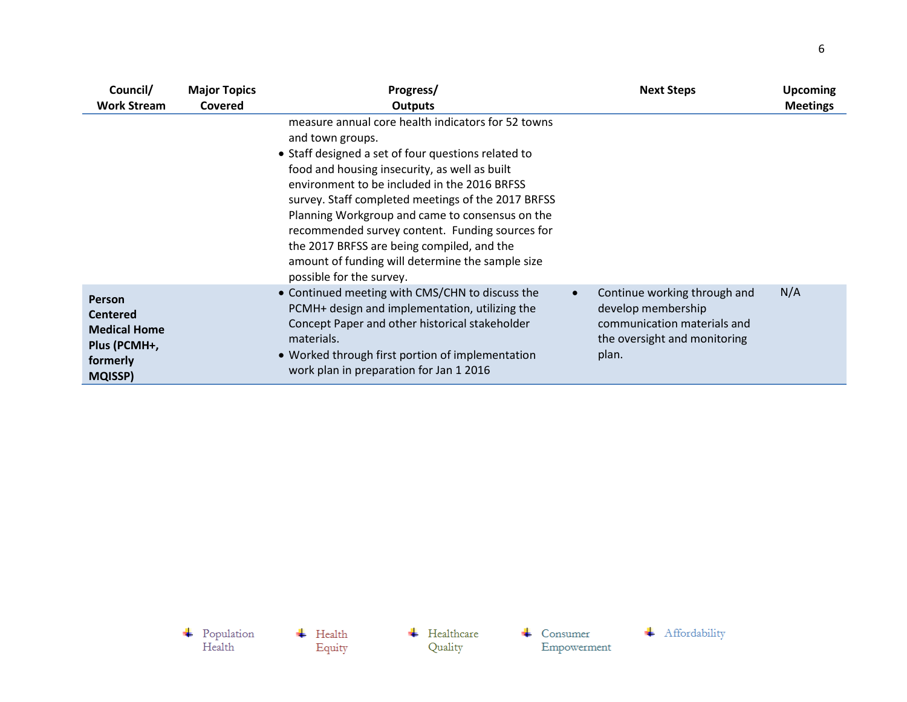| Council/ Work Stream | Major Topics Covered | Progress/ Outputs | Next Steps | Upcoming Meetings |
|---|---|---|---|---|
| | | measure annual core health indicators for 52 towns and town groups.<br>• Staff designed a set of four questions related to food and housing insecurity, as well as built environment to be included in the 2016 BRFSS survey. Staff completed meetings of the 2017 BRFSS Planning Workgroup and came to consensus on the recommended survey content. Funding sources for the 2017 BRFSS are being compiled, and the amount of funding will determine the sample size possible for the survey. | | |
| **Person Centered Medical Home Plus (PCMH+, formerly MQISSP)** | | • Continued meeting with CMS/CHN to discuss the PCMH+ design and implementation, utilizing the Concept Paper and other historical stakeholder materials.<br>• Worked through first portion of implementation work plan in preparation for Jan 1 2016 | • Continue working through and develop membership communication materials and the oversight and monitoring plan. | N/A |

Population Health | Health Equity | Healthcare Quality | Consumer Empowerment | Affordability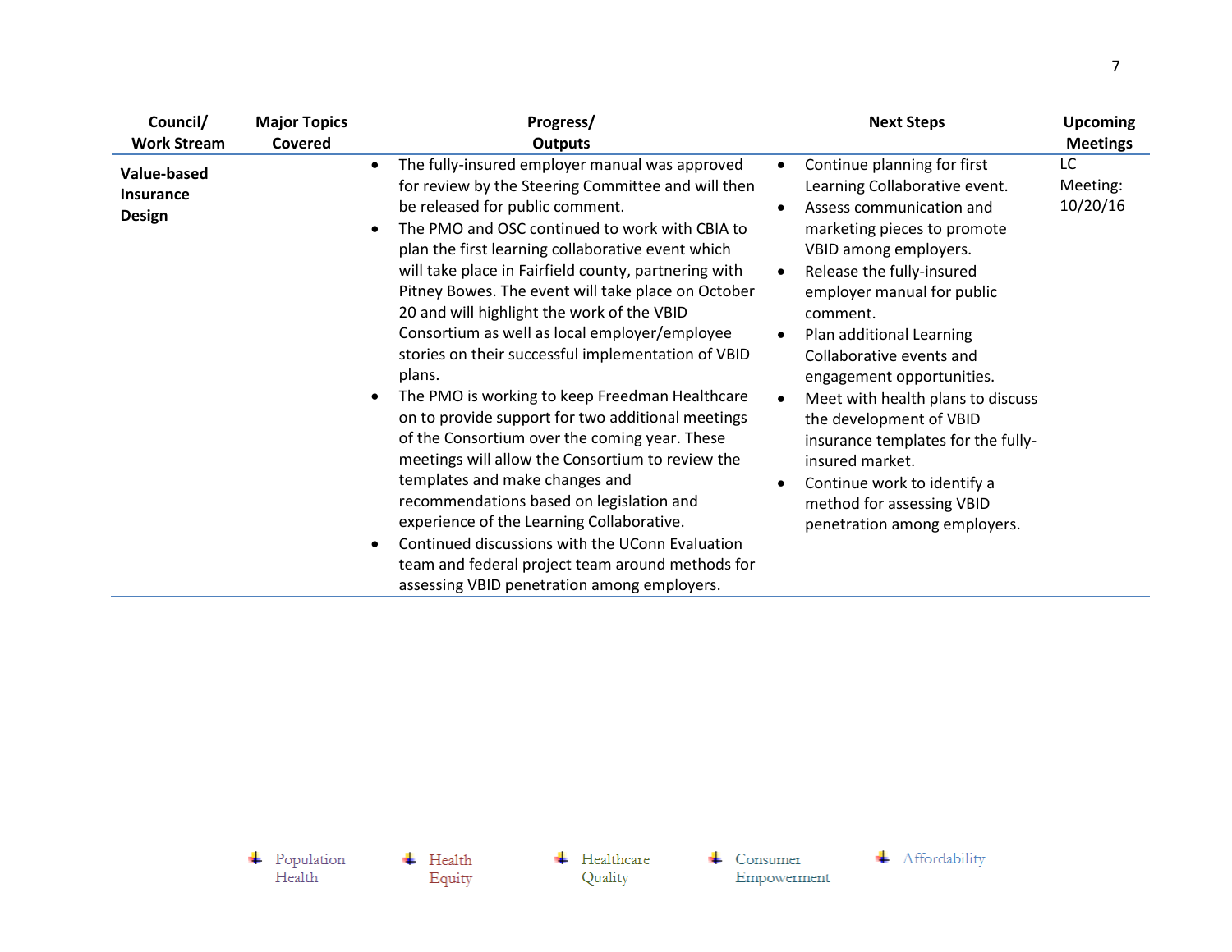| Council/ Work Stream | Major Topics Covered | Progress/ Outputs | Next Steps | Upcoming Meetings |
|---|---|---|---|---|
| **Value-based Insurance Design** | | • The fully-insured employer manual was approved for review by the Steering Committee and will then be released for public comment.<br>• The PMO and OSC continued to work with CBIA to plan the first learning collaborative event which will take place in Fairfield county, partnering with Pitney Bowes. The event will take place on October 20 and will highlight the work of the VBID Consortium as well as local employer/employee stories on their successful implementation of VBID plans.<br>• The PMO is working to keep Freedman Healthcare on to provide support for two additional meetings of the Consortium over the coming year. These meetings will allow the Consortium to review the templates and make changes and recommendations based on legislation and experience of the Learning Collaborative.<br>• Continued discussions with the UConn Evaluation team and federal project team around methods for assessing VBID penetration among employers. | • Continue planning for first Learning Collaborative event.<br>• Assess communication and marketing pieces to promote VBID among employers.<br>• Release the fully-insured employer manual for public comment.<br>• Plan additional Learning Collaborative events and engagement opportunities.<br>• Meet with health plans to discuss the development of VBID insurance templates for the fully-insured market.<br>• Continue work to identify a method for assessing VBID penetration among employers. | LC Meeting: 10/20/16 |

Population Health | Health Equity | Healthcare Quality | Consumer Empowerment | Affordability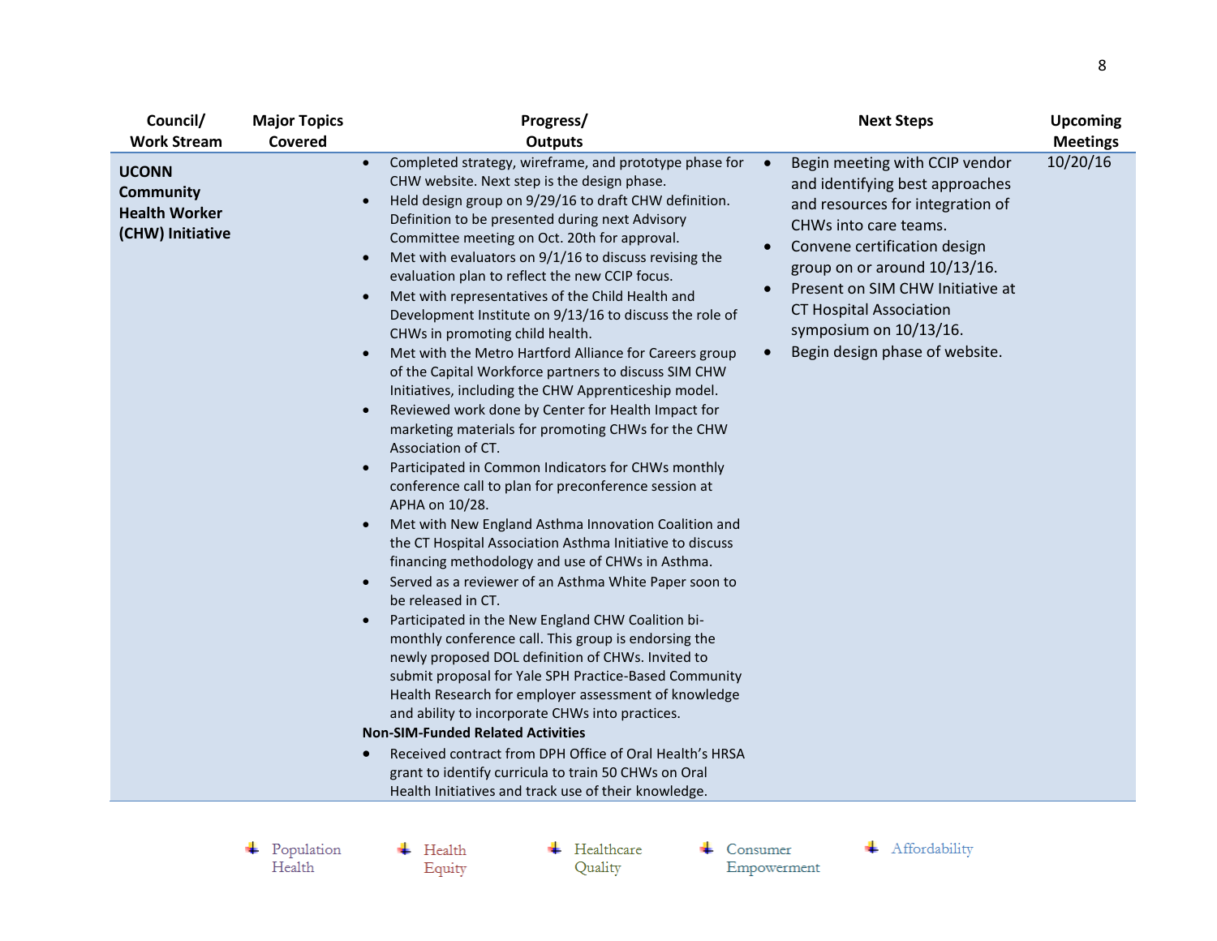| Council/ Work Stream | Major Topics Covered | Progress/ Outputs | Next Steps | Upcoming Meetings |
|---|---|---|---|---|
| **UCONN Community Health Worker (CHW) Initiative** | | • Completed strategy, wireframe, and prototype phase for CHW website. Next step is the design phase.<br>• Held design group on 9/29/16 to draft CHW definition. Definition to be presented during next Advisory Committee meeting on Oct. 20th for approval.<br>• Met with evaluators on 9/1/16 to discuss revising the evaluation plan to reflect the new CCIP focus.<br>• Met with representatives of the Child Health and Development Institute on 9/13/16 to discuss the role of CHWs in promoting child health.<br>• Met with the Metro Hartford Alliance for Careers group of the Capital Workforce partners to discuss SIM CHW Initiatives, including the CHW Apprenticeship model.<br>• Reviewed work done by Center for Health Impact for marketing materials for promoting CHWs for the CHW Association of CT.<br>• Participated in Common Indicators for CHWs monthly conference call to plan for preconference session at APHA on 10/28.<br>• Met with New England Asthma Innovation Coalition and the CT Hospital Association Asthma Initiative to discuss financing methodology and use of CHWs in Asthma.<br>• Served as a reviewer of an Asthma White Paper soon to be released in CT.<br>• Participated in the New England CHW Coalition bi-monthly conference call. This group is endorsing the newly proposed DOL definition of CHWs. Invited to submit proposal for Yale SPH Practice-Based Community Health Research for employer assessment of knowledge and ability to incorporate CHWs into practices.<br>**Non-SIM-Funded Related Activities**<br>• Received contract from DPH Office of Oral Health's HRSA grant to identify curricula to train 50 CHWs on Oral Health Initiatives and track use of their knowledge. | • Begin meeting with CCIP vendor and identifying best approaches and resources for integration of CHWs into care teams.<br>• Convene certification design group on or around 10/13/16.<br>• Present on SIM CHW Initiative at CT Hospital Association symposium on 10/13/16.<br>• Begin design phase of website. | 10/20/16 |

Population Health | Health Equity | Healthcare Quality | Consumer Empowerment | Affordability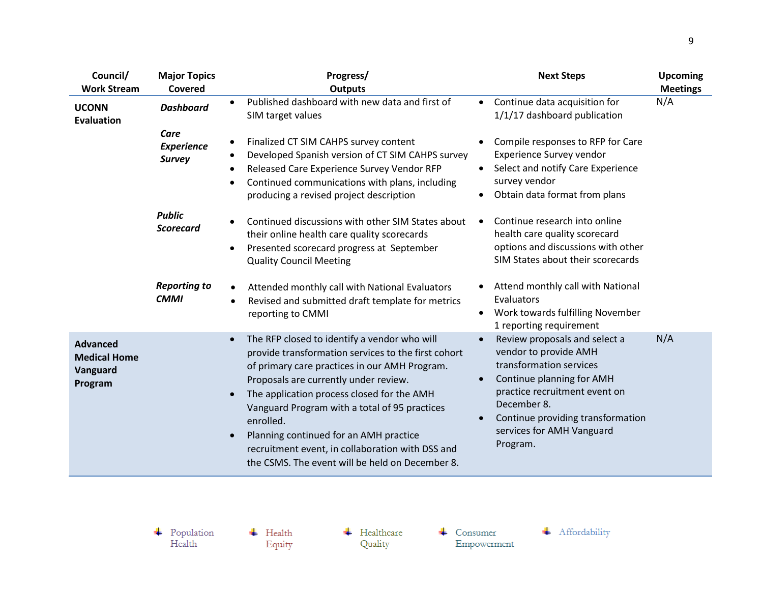| Council/ Work Stream | Major Topics Covered | Progress/ Outputs | Next Steps | Upcoming Meetings |
|---|---|---|---|---|
| **UCONN Evaluation** | ***Dashboard*** | • Published dashboard with new data and first of SIM target values | • Continue data acquisition for 1/1/17 dashboard publication | N/A |
| | ***Care Experience Survey*** | • Finalized CT SIM CAHPS survey content<br>• Developed Spanish version of CT SIM CAHPS survey<br>• Released Care Experience Survey Vendor RFP<br>• Continued communications with plans, including producing a revised project description | • Compile responses to RFP for Care Experience Survey vendor<br>• Select and notify Care Experience survey vendor<br>• Obtain data format from plans | |
| | ***Public Scorecard*** | • Continued discussions with other SIM States about their online health care quality scorecards<br>• Presented scorecard progress at September Quality Council Meeting | • Continue research into online health care quality scorecard options and discussions with other SIM States about their scorecards | |
| | ***Reporting to CMMI*** | • Attended monthly call with National Evaluators<br>• Revised and submitted draft template for metrics reporting to CMMI | • Attend monthly call with National Evaluators<br>• Work towards fulfilling November 1 reporting requirement | |
| **Advanced Medical Home Vanguard Program** | | • The RFP closed to identify a vendor who will provide transformation services to the first cohort of primary care practices in our AMH Program. Proposals are currently under review.<br>• The application process closed for the AMH Vanguard Program with a total of 95 practices enrolled.<br>• Planning continued for an AMH practice recruitment event, in collaboration with DSS and the CSMS. The event will be held on December 8. | • Review proposals and select a vendor to provide AMH transformation services<br>• Continue planning for AMH practice recruitment event on December 8.<br>• Continue providing transformation services for AMH Vanguard Program. | N/A |

Population Health · Health Equity · Healthcare Quality · Consumer Empowerment · Affordability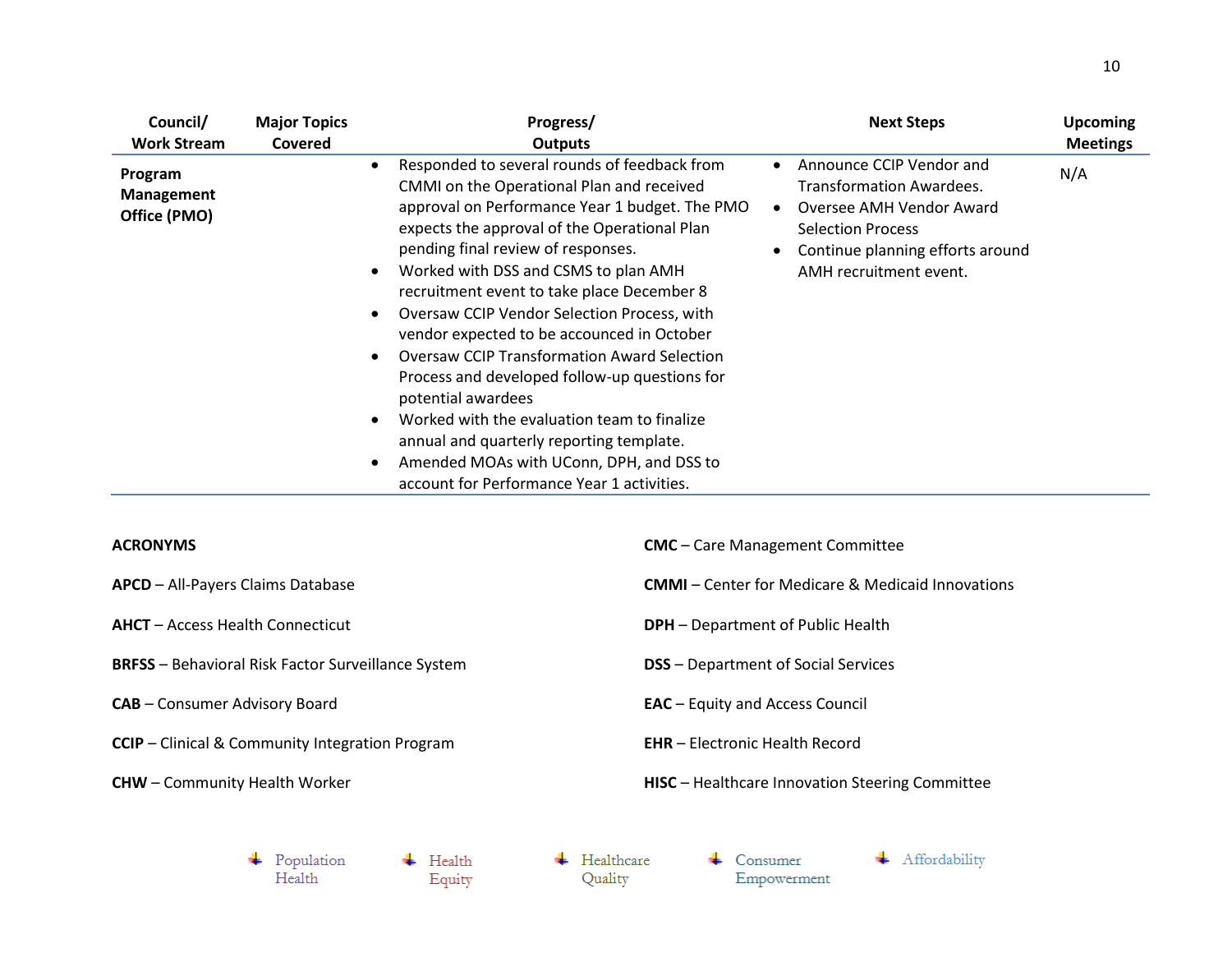| Council/ Work Stream | Major Topics Covered | Progress/ Outputs | Next Steps | Upcoming Meetings |
|---|---|---|---|---|
| **Program Management Office (PMO)** | | • Responded to several rounds of feedback from CMMI on the Operational Plan and received approval on Performance Year 1 budget. The PMO expects the approval of the Operational Plan pending final review of responses.<br>• Worked with DSS and CSMS to plan AMH recruitment event to take place December 8<br>• Oversaw CCIP Vendor Selection Process, with vendor expected to be accounced in October<br>• Oversaw CCIP Transformation Award Selection Process and developed follow-up questions for potential awardees<br>• Worked with the evaluation team to finalize annual and quarterly reporting template.<br>• Amended MOAs with UConn, DPH, and DSS to account for Performance Year 1 activities. | • Announce CCIP Vendor and Transformation Awardees.<br>• Oversee AMH Vendor Award Selection Process<br>• Continue planning efforts around AMH recruitment event. | N/A |

**ACRONYMS**

**APCD** – All-Payers Claims Database

**AHCT** – Access Health Connecticut

**BRFSS** – Behavioral Risk Factor Surveillance System

**CAB** – Consumer Advisory Board

**CCIP** – Clinical & Community Integration Program

**CHW** – Community Health Worker

**CMC** – Care Management Committee

**CMMI** – Center for Medicare & Medicaid Innovations

**DPH** – Department of Public Health

**DSS** – Department of Social Services

**EAC** – Equity and Access Council

**EHR** – Electronic Health Record

**HISC** – Healthcare Innovation Steering Committee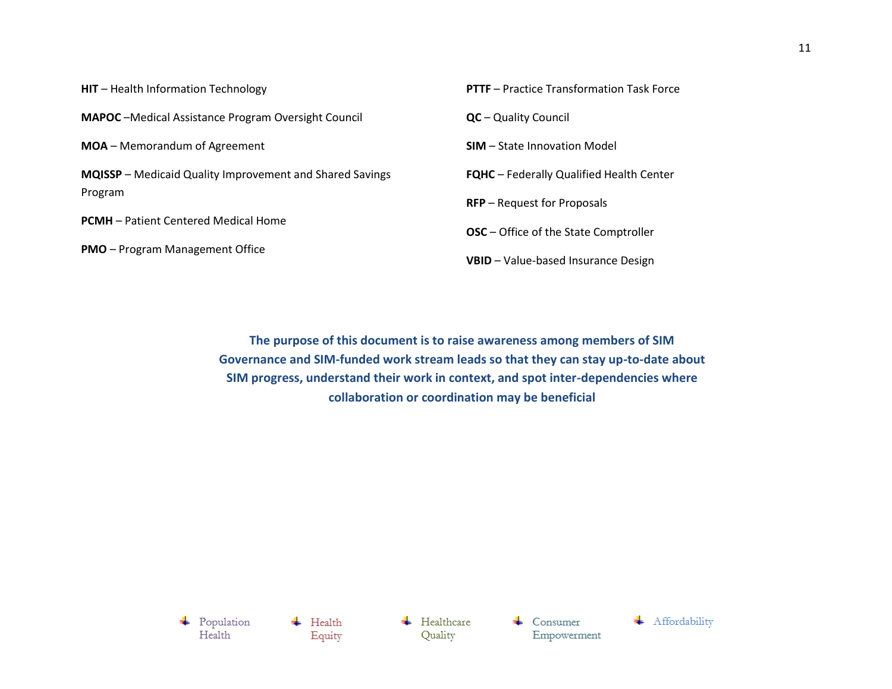**HIT** – Health Information Technology

**MAPOC** –Medical Assistance Program Oversight Council

**MOA** – Memorandum of Agreement

**MQISSP** – Medicaid Quality Improvement and Shared Savings Program

**PCMH** – Patient Centered Medical Home

**PMO** – Program Management Office

**PTTF** – Practice Transformation Task Force

**QC** – Quality Council

**SIM** – State Innovation Model

**FQHC** – Federally Qualified Health Center

**RFP** – Request for Proposals

**OSC** – Office of the State Comptroller

**VBID** – Value-based Insurance Design

**The purpose of this document is to raise awareness among members of SIM Governance and SIM-funded work stream leads so that they can stay up-to-date about SIM progress, understand their work in context, and spot inter-dependencies where collaboration or coordination may be beneficial**

Population Health

Health Equity

Healthcare Quality

Consumer Empowerment

Affordability